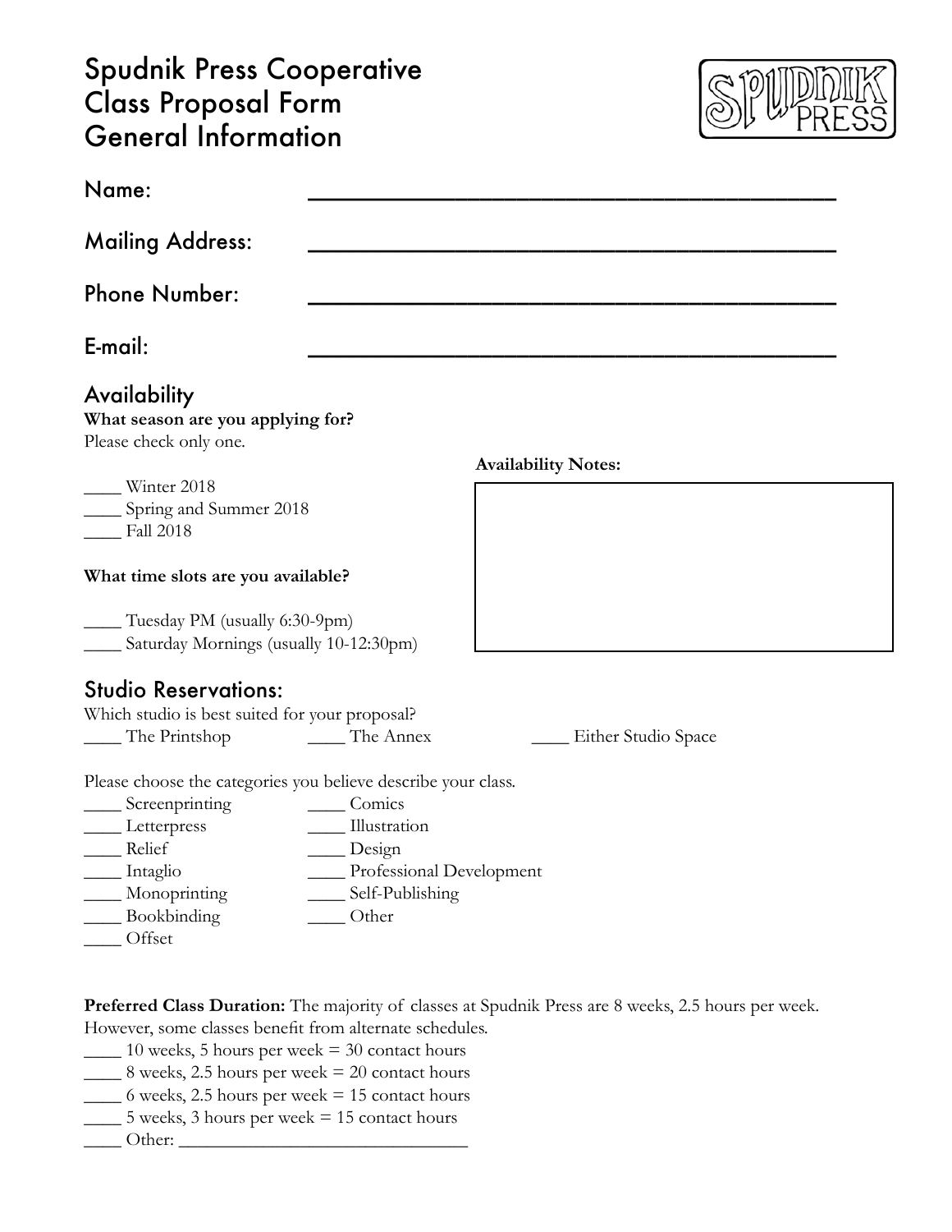# Spudnik Press Cooperative
# Class Proposal Form
# General Information

Name: ________________________________________

Mailing Address: ________________________________________

Phone Number: ________________________________________

E-mail: ________________________________________

## Availability

**What season are you applying for?**
Please check only one.

____ Winter 2018
____ Spring and Summer 2018
____ Fall 2018

**What time slots are you available?**

____ Tuesday PM (usually 6:30-9pm)
____ Saturday Mornings (usually 10-12:30pm)

**Availability Notes:**

## Studio Reservations:

Which studio is best suited for your proposal?
____ The Printshop ____ The Annex ____ Either Studio Space

Please choose the categories you believe describe your class.

____ Screenprinting
____ Letterpress
____ Relief
____ Intaglio
____ Monoprinting
____ Bookbinding
____ Offset
____ Comics
____ Illustration
____ Design
____ Professional Development
____ Self-Publishing
____ Other

**Preferred Class Duration:** The majority of classes at Spudnik Press are 8 weeks, 2.5 hours per week. However, some classes benefit from alternate schedules.

____ 10 weeks, 5 hours per week = 30 contact hours
____ 8 weeks, 2.5 hours per week = 20 contact hours
____ 6 weeks, 2.5 hours per week = 15 contact hours
____ 5 weeks, 3 hours per week = 15 contact hours
____ Other: ______________________________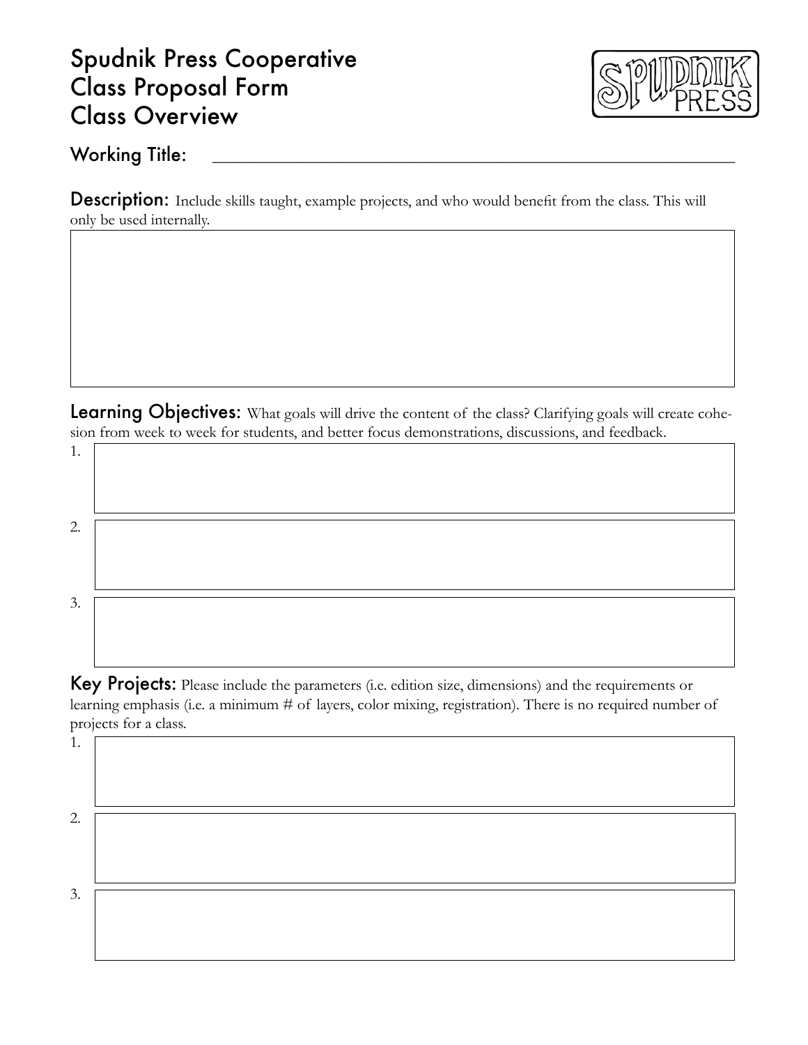# Spudnik Press Cooperative
# Class Proposal Form
# Class Overview

## Working Title: ____________________________________________

**Description:** Include skills taught, example projects, and who would benefit from the class. This will only be used internally.

**Learning Objectives:** What goals will drive the content of the class? Clarifying goals will create cohesion from week to week for students, and better focus demonstrations, discussions, and feedback.

1.

2.

3.

**Key Projects:** Please include the parameters (i.e. edition size, dimensions) and the requirements or learning emphasis (i.e. a minimum # of layers, color mixing, registration). There is no required number of projects for a class.

1.

2.

3.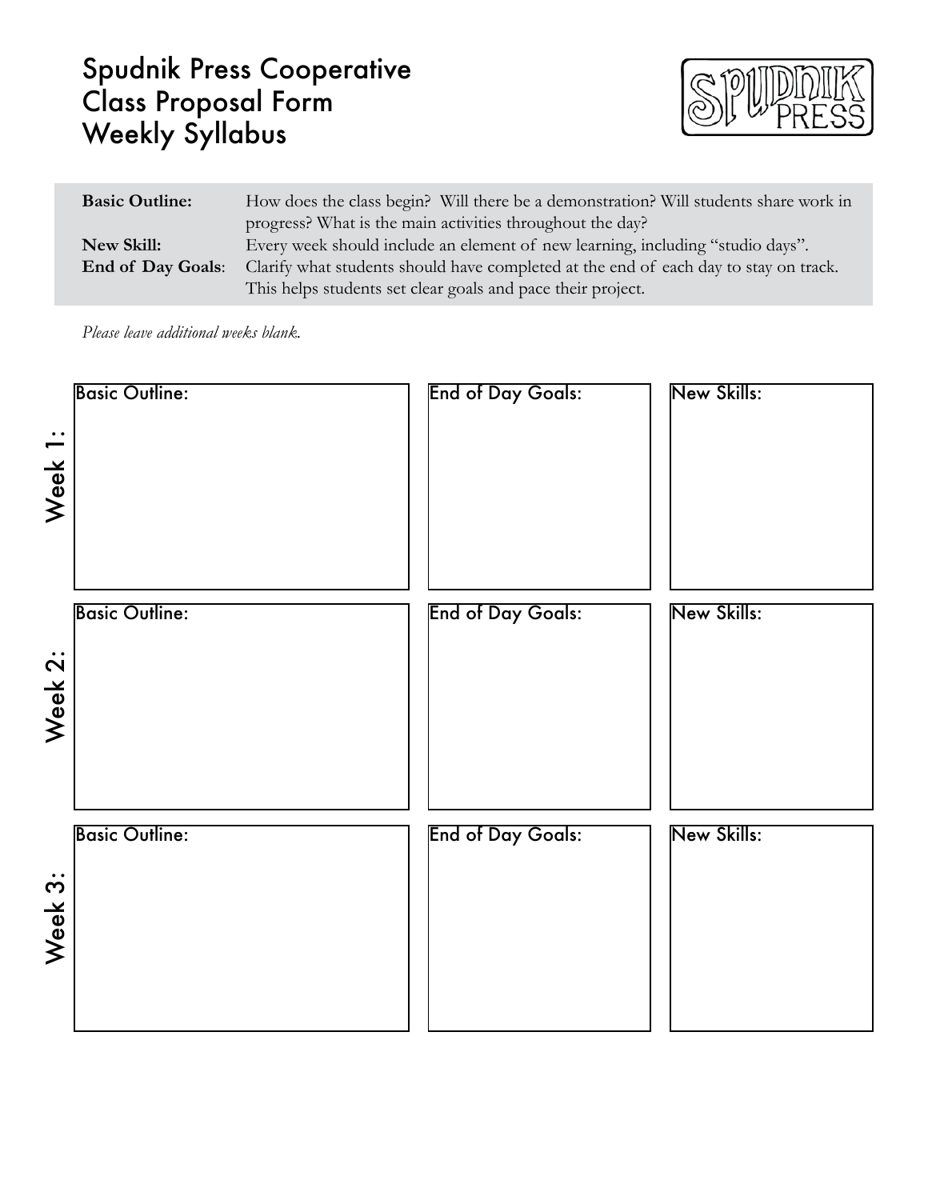# Spudnik Press Cooperative
# Class Proposal Form
# Weekly Syllabus

| | |
|---|---|
| **Basic Outline:** | How does the class begin? Will there be a demonstration? Will students share work in progress? What is the main activities throughout the day? |
| **New Skill:** | Every week should include an element of new learning, including "studio days". |
| **End of Day Goals**: | Clarify what students should have completed at the end of each day to stay on track. This helps students set clear goals and pace their project. |

*Please leave additional weeks blank.*

| | Basic Outline: | End of Day Goals: | New Skills: |
|---|---|---|---|
| Week 1: | | | |
| Week 2: | | | |
| Week 3: | | | |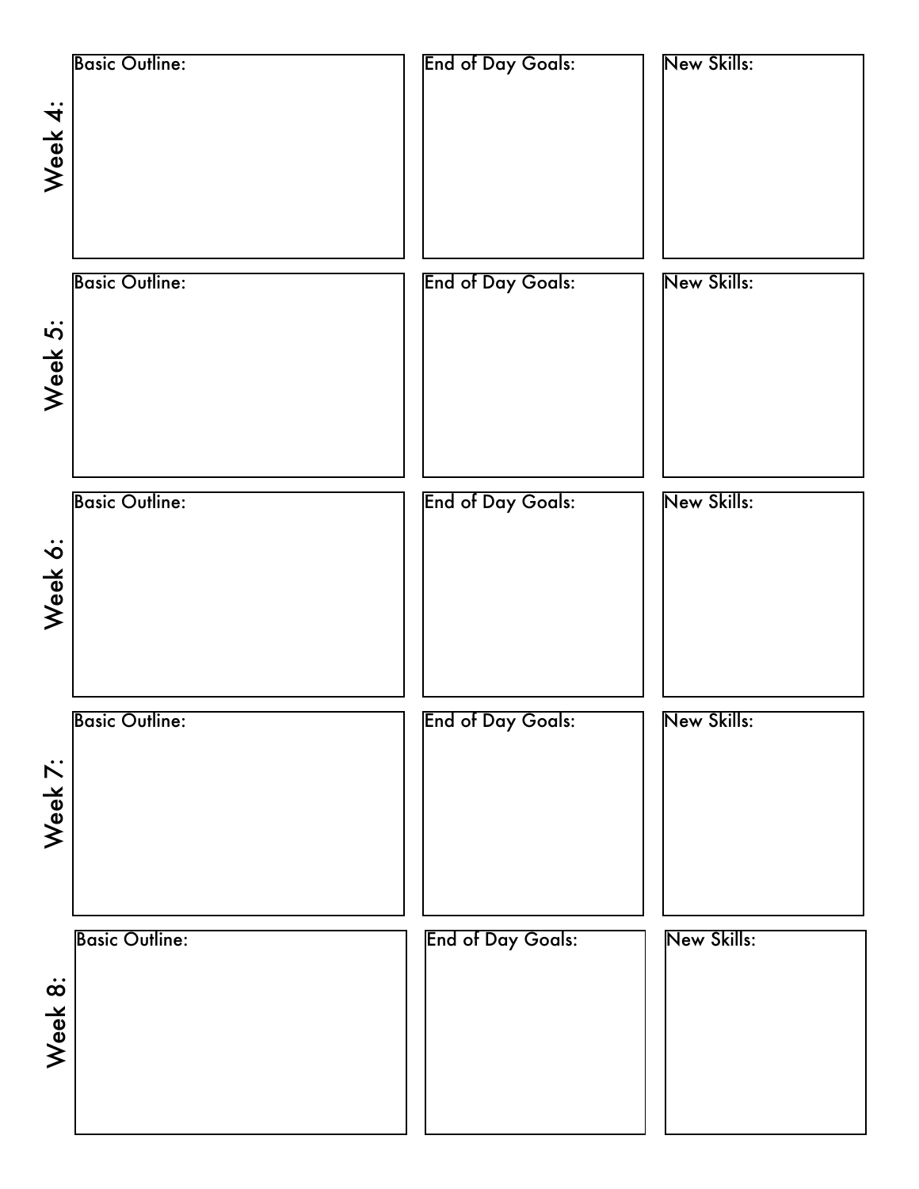## Week 4:

| Basic Outline: | End of Day Goals: | New Skills: |
| --- | --- | --- |
| | | |

## Week 5:

| Basic Outline: | End of Day Goals: | New Skills: |
| --- | --- | --- |
| | | |

## Week 6:

| Basic Outline: | End of Day Goals: | New Skills: |
| --- | --- | --- |
| | | |

## Week 7:

| Basic Outline: | End of Day Goals: | New Skills: |
| --- | --- | --- |
| | | |

## Week 8:

| Basic Outline: | End of Day Goals: | New Skills: |
| --- | --- | --- |
| | | |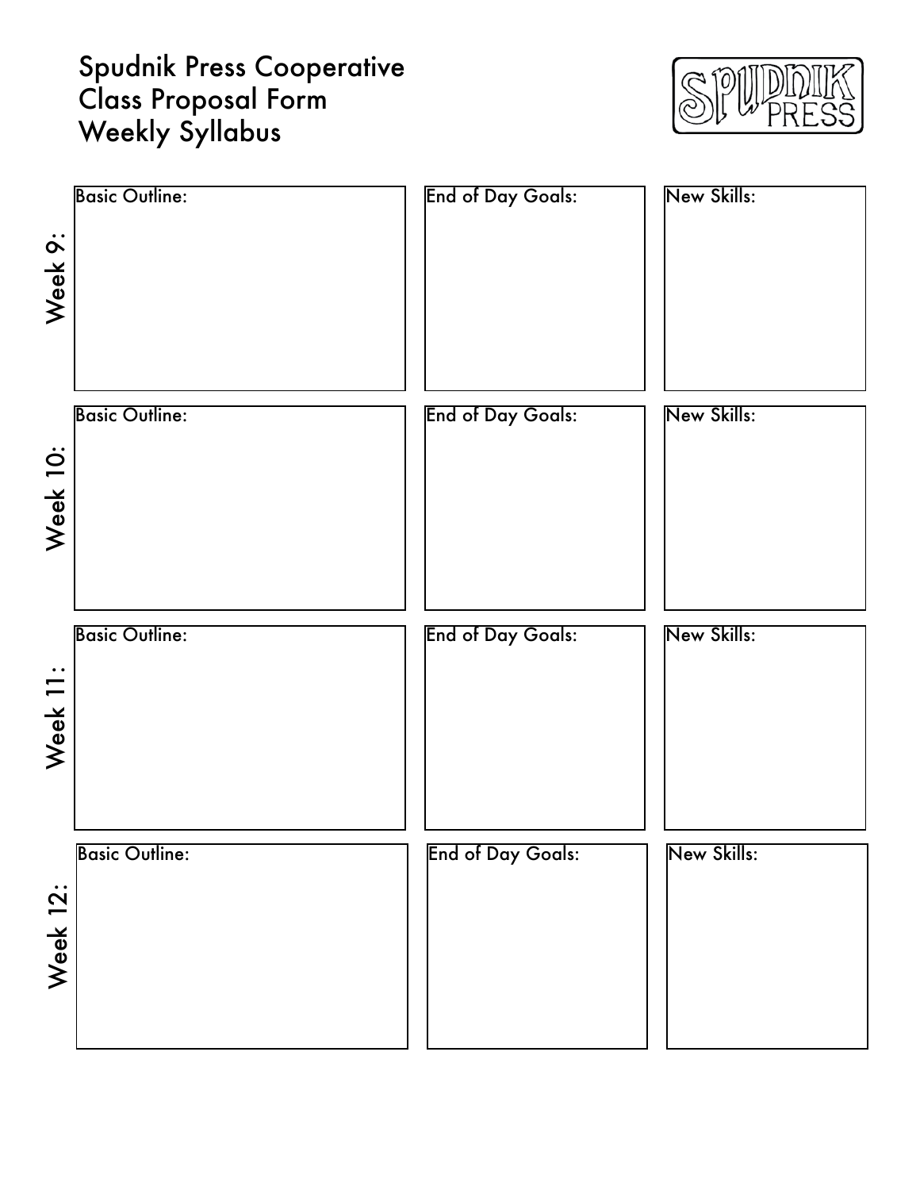# Spudnik Press Cooperative
# Class Proposal Form
# Weekly Syllabus

SPUDNIK PRESS

| | Basic Outline: | End of Day Goals: | New Skills: |
| --- | --- | --- | --- |
| Week 9: | | | |
| Week 10: | | | |
| Week 11: | | | |
| Week 12: | | | |